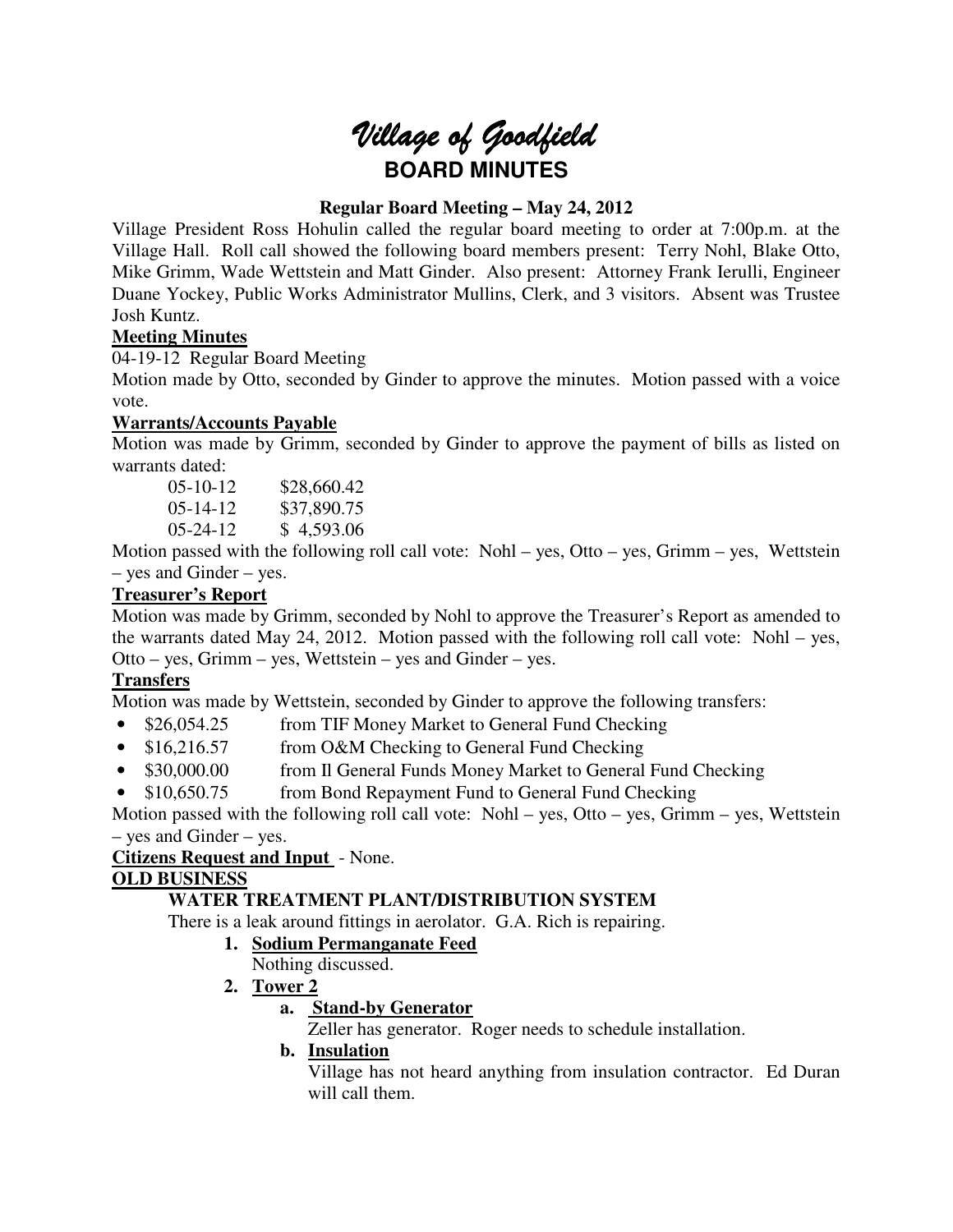# *Village of Goodfield*

## BOARD MINUTES

**Regular Board Meeting – May 24, 2012**

Village President Ross Hohulin called the regular board meeting to order at 7:00p.m. at the Village Hall. Roll call showed the following board members present: Terry Nohl, Blake Otto, Mike Grimm, Wade Wettstein and Matt Ginder. Also present: Attorney Frank Ierulli, Engineer Duane Yockey, Public Works Administrator Mullins, Clerk, and 3 visitors. Absent was Trustee Josh Kuntz.

**Meeting Minutes**

04-19-12 Regular Board Meeting

Motion made by Otto, seconded by Ginder to approve the minutes. Motion passed with a voice vote.

**Warrants/Accounts Payable**

Motion was made by Grimm, seconded by Ginder to approve the payment of bills as listed on warrants dated:

| | |
|---|---|
| 05-10-12 | \$28,660.42 |
| 05-14-12 | \$37,890.75 |
| 05-24-12 | \$ 4,593.06 |

Motion passed with the following roll call vote: Nohl – yes, Otto – yes, Grimm – yes, Wettstein – yes and Ginder – yes.

**Treasurer's Report**

Motion was made by Grimm, seconded by Nohl to approve the Treasurer's Report as amended to the warrants dated May 24, 2012. Motion passed with the following roll call vote: Nohl – yes, Otto – yes, Grimm – yes, Wettstein – yes and Ginder – yes.

**Transfers**

Motion was made by Wettstein, seconded by Ginder to approve the following transfers:

- \$26,054.25 from TIF Money Market to General Fund Checking
- \$16,216.57 from O&M Checking to General Fund Checking
- \$30,000.00 from Il General Funds Money Market to General Fund Checking
- \$10,650.75 from Bond Repayment Fund to General Fund Checking

Motion passed with the following roll call vote: Nohl – yes, Otto – yes, Grimm – yes, Wettstein – yes and Ginder – yes.

**Citizens Request and Input** - None.

**OLD BUSINESS**

**WATER TREATMENT PLANT/DISTRIBUTION SYSTEM**

There is a leak around fittings in aerolator. G.A. Rich is repairing.

1. **Sodium Permanganate Feed**
   Nothing discussed.
2. **Tower 2**
   a. **Stand-by Generator**
   Zeller has generator. Roger needs to schedule installation.
   b. **Insulation**
   Village has not heard anything from insulation contractor. Ed Duran will call them.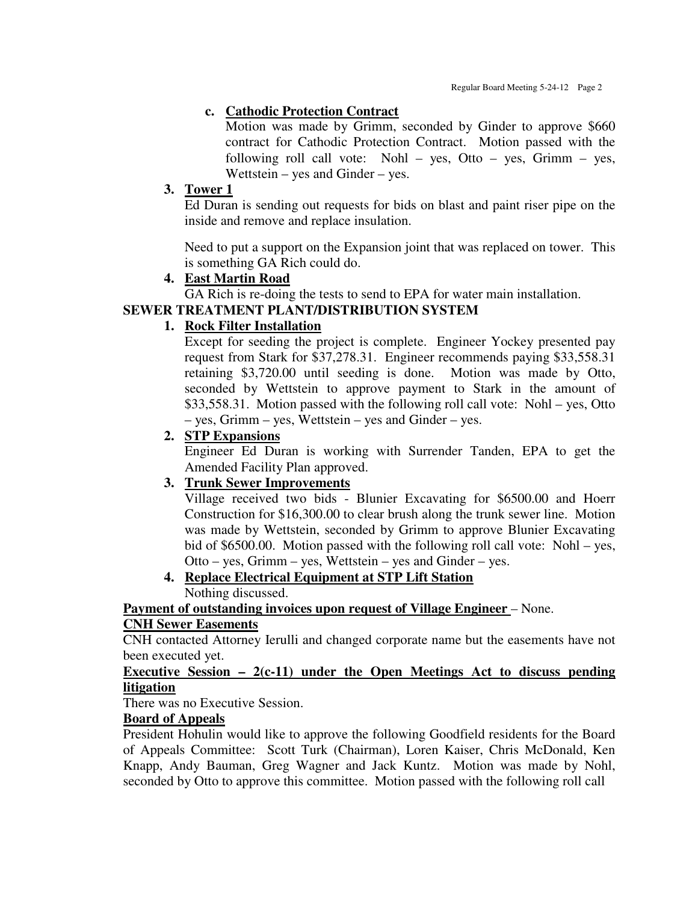**c. Cathodic Protection Contract**

Motion was made by Grimm, seconded by Ginder to approve $660 contract for Cathodic Protection Contract. Motion passed with the following roll call vote: Nohl – yes, Otto – yes, Grimm – yes, Wettstein – yes and Ginder – yes.

**3. Tower 1**

Ed Duran is sending out requests for bids on blast and paint riser pipe on the inside and remove and replace insulation.

Need to put a support on the Expansion joint that was replaced on tower. This is something GA Rich could do.

**4. East Martin Road**

GA Rich is re-doing the tests to send to EPA for water main installation.

**SEWER TREATMENT PLANT/DISTRIBUTION SYSTEM**

**1. Rock Filter Installation**

Except for seeding the project is complete. Engineer Yockey presented pay request from Stark for $37,278.31. Engineer recommends paying $33,558.31 retaining $3,720.00 until seeding is done. Motion was made by Otto, seconded by Wettstein to approve payment to Stark in the amount of $33,558.31. Motion passed with the following roll call vote: Nohl – yes, Otto – yes, Grimm – yes, Wettstein – yes and Ginder – yes.

**2. STP Expansions**

Engineer Ed Duran is working with Surrender Tanden, EPA to get the Amended Facility Plan approved.

**3. Trunk Sewer Improvements**

Village received two bids - Blunier Excavating for $6500.00 and Hoerr Construction for $16,300.00 to clear brush along the trunk sewer line. Motion was made by Wettstein, seconded by Grimm to approve Blunier Excavating bid of $6500.00. Motion passed with the following roll call vote: Nohl – yes, Otto – yes, Grimm – yes, Wettstein – yes and Ginder – yes.

**4. Replace Electrical Equipment at STP Lift Station**

Nothing discussed.

**Payment of outstanding invoices upon request of Village Engineer** – None.

**CNH Sewer Easements**

CNH contacted Attorney Ierulli and changed corporate name but the easements have not been executed yet.

**Executive Session – 2(c-11) under the Open Meetings Act to discuss pending litigation**

There was no Executive Session.

**Board of Appeals**

President Hohulin would like to approve the following Goodfield residents for the Board of Appeals Committee: Scott Turk (Chairman), Loren Kaiser, Chris McDonald, Ken Knapp, Andy Bauman, Greg Wagner and Jack Kuntz. Motion was made by Nohl, seconded by Otto to approve this committee. Motion passed with the following roll call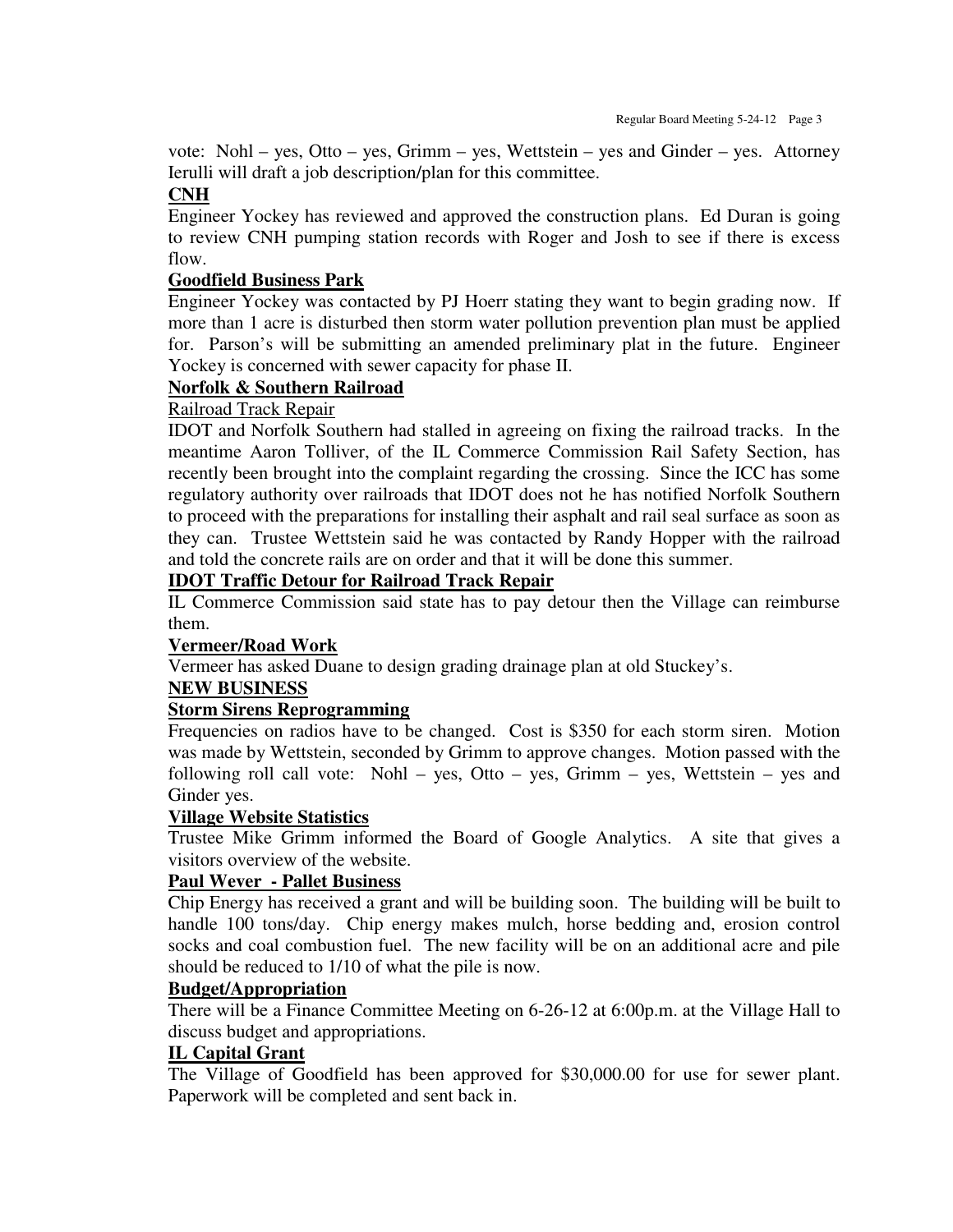vote: Nohl – yes, Otto – yes, Grimm – yes, Wettstein – yes and Ginder – yes. Attorney Ierulli will draft a job description/plan for this committee.

**CNH**

Engineer Yockey has reviewed and approved the construction plans. Ed Duran is going to review CNH pumping station records with Roger and Josh to see if there is excess flow.

**Goodfield Business Park**

Engineer Yockey was contacted by PJ Hoerr stating they want to begin grading now. If more than 1 acre is disturbed then storm water pollution prevention plan must be applied for. Parson's will be submitting an amended preliminary plat in the future. Engineer Yockey is concerned with sewer capacity for phase II.

**Norfolk & Southern Railroad**

Railroad Track Repair

IDOT and Norfolk Southern had stalled in agreeing on fixing the railroad tracks. In the meantime Aaron Tolliver, of the IL Commerce Commission Rail Safety Section, has recently been brought into the complaint regarding the crossing. Since the ICC has some regulatory authority over railroads that IDOT does not he has notified Norfolk Southern to proceed with the preparations for installing their asphalt and rail seal surface as soon as they can. Trustee Wettstein said he was contacted by Randy Hopper with the railroad and told the concrete rails are on order and that it will be done this summer.

**IDOT Traffic Detour for Railroad Track Repair**

IL Commerce Commission said state has to pay detour then the Village can reimburse them.

**Vermeer/Road Work**

Vermeer has asked Duane to design grading drainage plan at old Stuckey's.

**NEW BUSINESS**

**Storm Sirens Reprogramming**

Frequencies on radios have to be changed. Cost is $350 for each storm siren. Motion was made by Wettstein, seconded by Grimm to approve changes. Motion passed with the following roll call vote: Nohl – yes, Otto – yes, Grimm – yes, Wettstein – yes and Ginder yes.

**Village Website Statistics**

Trustee Mike Grimm informed the Board of Google Analytics. A site that gives a visitors overview of the website.

**Paul Wever - Pallet Business**

Chip Energy has received a grant and will be building soon. The building will be built to handle 100 tons/day. Chip energy makes mulch, horse bedding and, erosion control socks and coal combustion fuel. The new facility will be on an additional acre and pile should be reduced to 1/10 of what the pile is now.

**Budget/Appropriation**

There will be a Finance Committee Meeting on 6-26-12 at 6:00p.m. at the Village Hall to discuss budget and appropriations.

**IL Capital Grant**

The Village of Goodfield has been approved for $30,000.00 for use for sewer plant. Paperwork will be completed and sent back in.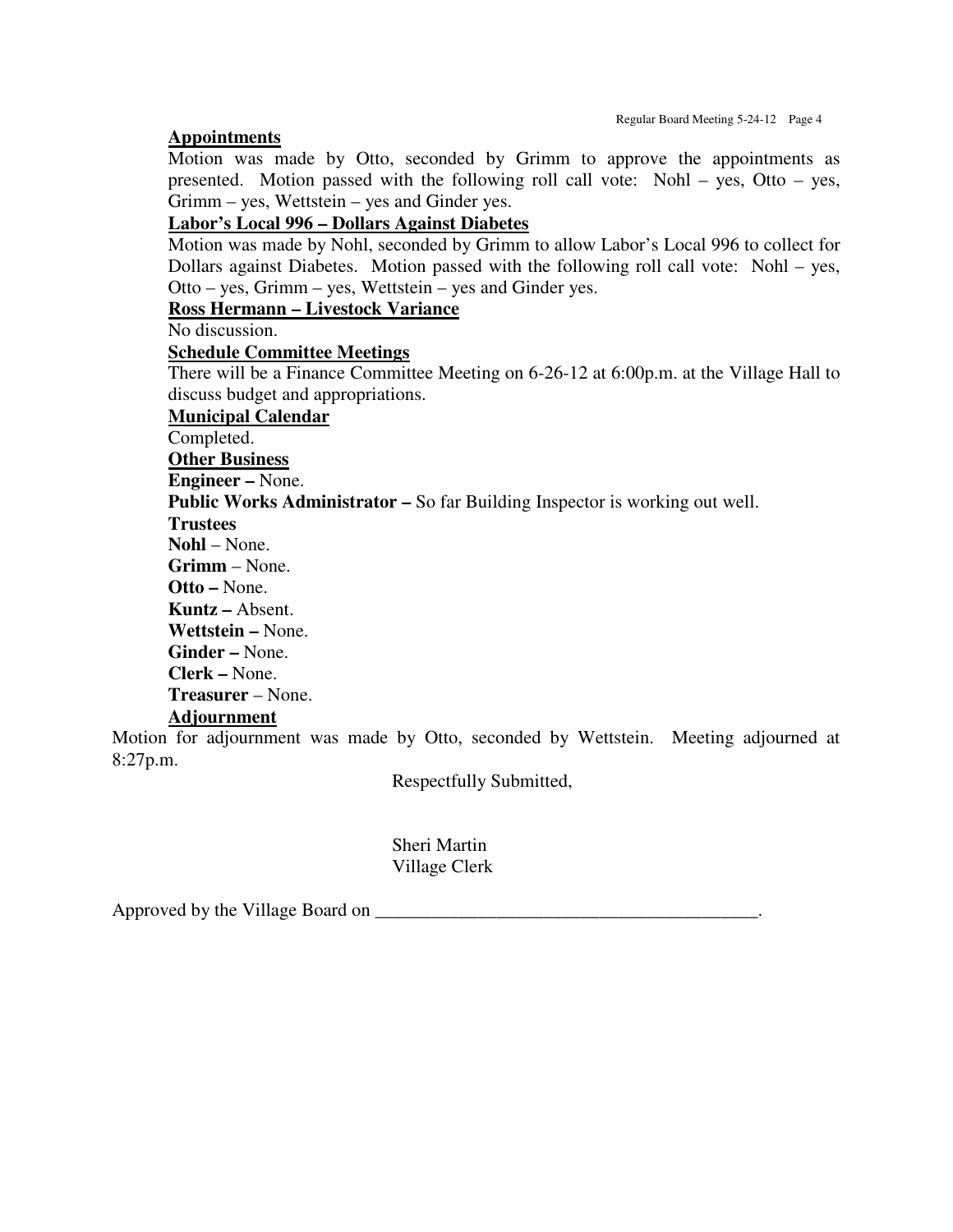**Appointments**

Motion was made by Otto, seconded by Grimm to approve the appointments as presented. Motion passed with the following roll call vote: Nohl – yes, Otto – yes, Grimm – yes, Wettstein – yes and Ginder yes.

**Labor's Local 996 – Dollars Against Diabetes**

Motion was made by Nohl, seconded by Grimm to allow Labor's Local 996 to collect for Dollars against Diabetes. Motion passed with the following roll call vote: Nohl – yes, Otto – yes, Grimm – yes, Wettstein – yes and Ginder yes.

**Ross Hermann – Livestock Variance**

No discussion.

**Schedule Committee Meetings**

There will be a Finance Committee Meeting on 6-26-12 at 6:00p.m. at the Village Hall to discuss budget and appropriations.

**Municipal Calendar**

Completed.

**Other Business**

**Engineer –** None.

**Public Works Administrator –** So far Building Inspector is working out well.

**Trustees**

**Nohl** – None.

**Grimm** – None.

**Otto –** None.

**Kuntz –** Absent.

**Wettstein –** None.

**Ginder –** None.

**Clerk –** None.

**Treasurer** – None.

**Adjournment**

Motion for adjournment was made by Otto, seconded by Wettstein. Meeting adjourned at 8:27p.m.

Respectfully Submitted,

Sheri Martin
Village Clerk

Approved by the Village Board on ________________________________________.